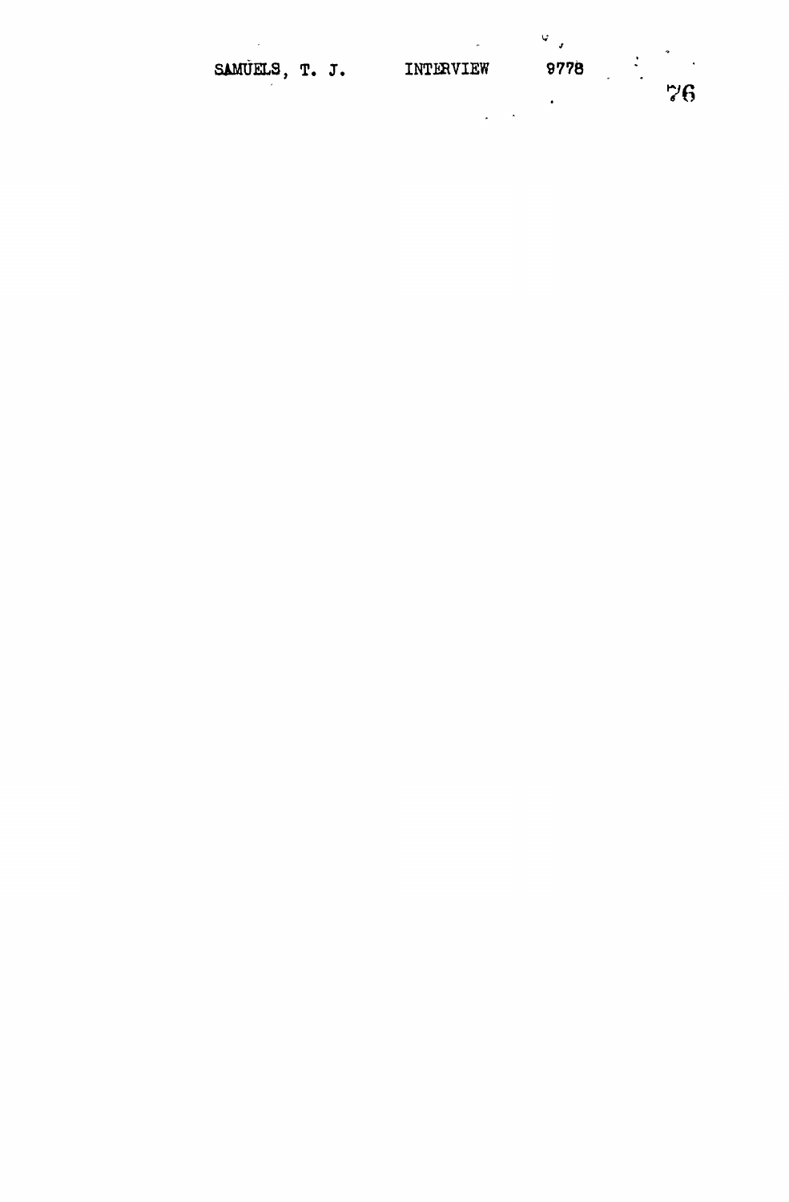SAMUELS, T. J. INTERVIEW 9778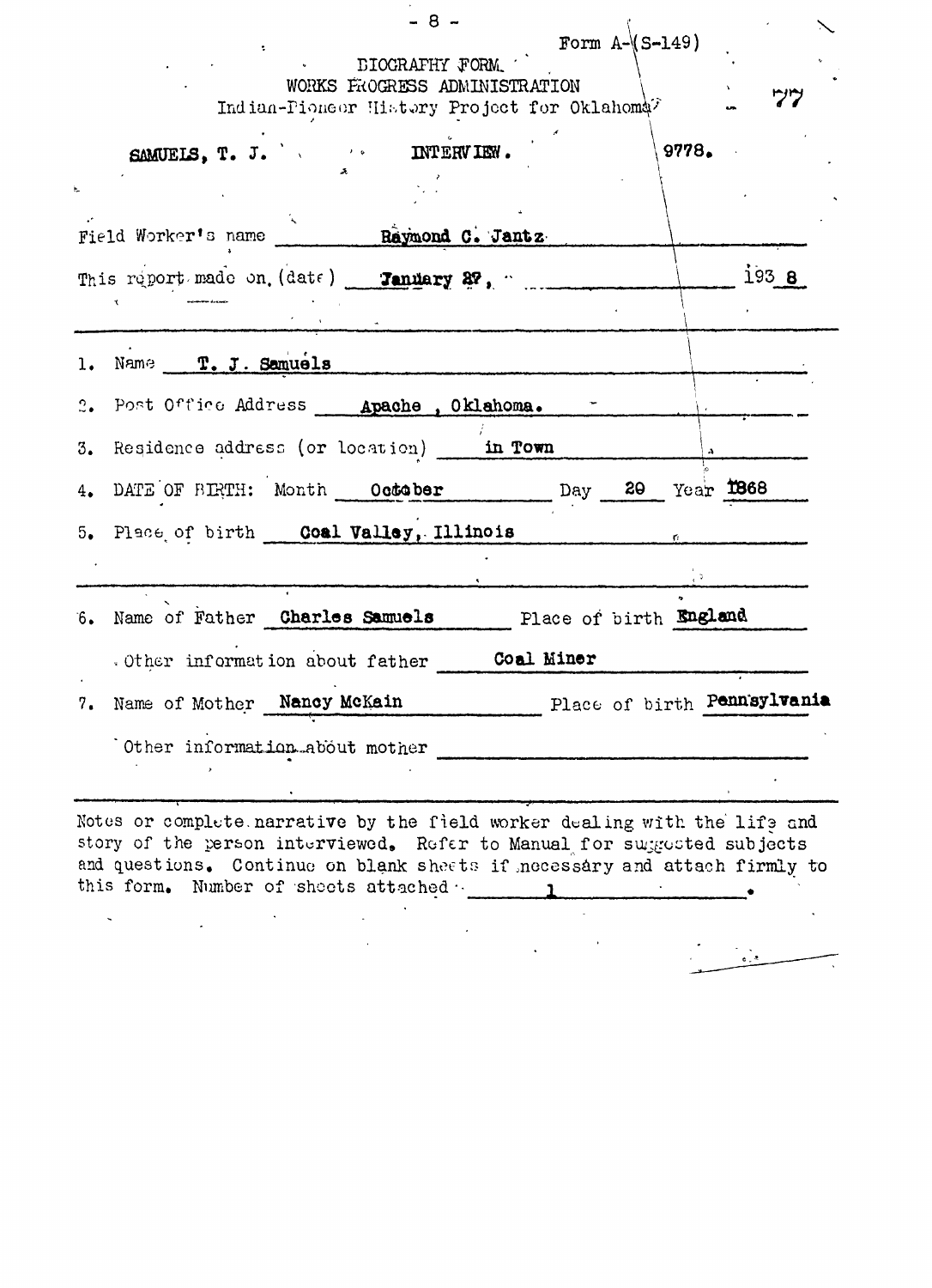Form A-(S-149)

BIOGRAPHY FORM
WORKS PROGRESS ADMINISTRATION
Indian-Pioneer History Project for Oklahoma

77

**SAMUELS, T. J.** **INTERVIEW.** 9778.

Field Worker's name **Raymond C. Jantz**

This report made on (date) **January 27,** 193**8**

---

1. Name **T. J. Samuels**
2. Post Office Address **Apache, Oklahoma.**
3. Residence address (or location) **in Town**
4. DATE OF BIRTH: Month **October** Day **20** Year **1868**
5. Place of birth **Coal Valley, Illinois**

---

6. Name of Father **Charles Samuels** Place of birth **England**

   Other information about father **Coal Miner**

7. Name of Mother **Nancy McKain** Place of birth **Pennsylvania**

   Other information about mother

---

Notes or complete narrative by the field worker dealing with the life and story of the person interviewed. Refer to Manual for suggested subjects and questions. Continue on blank sheets if necessary and attach firmly to this form. Number of sheets attached **1**.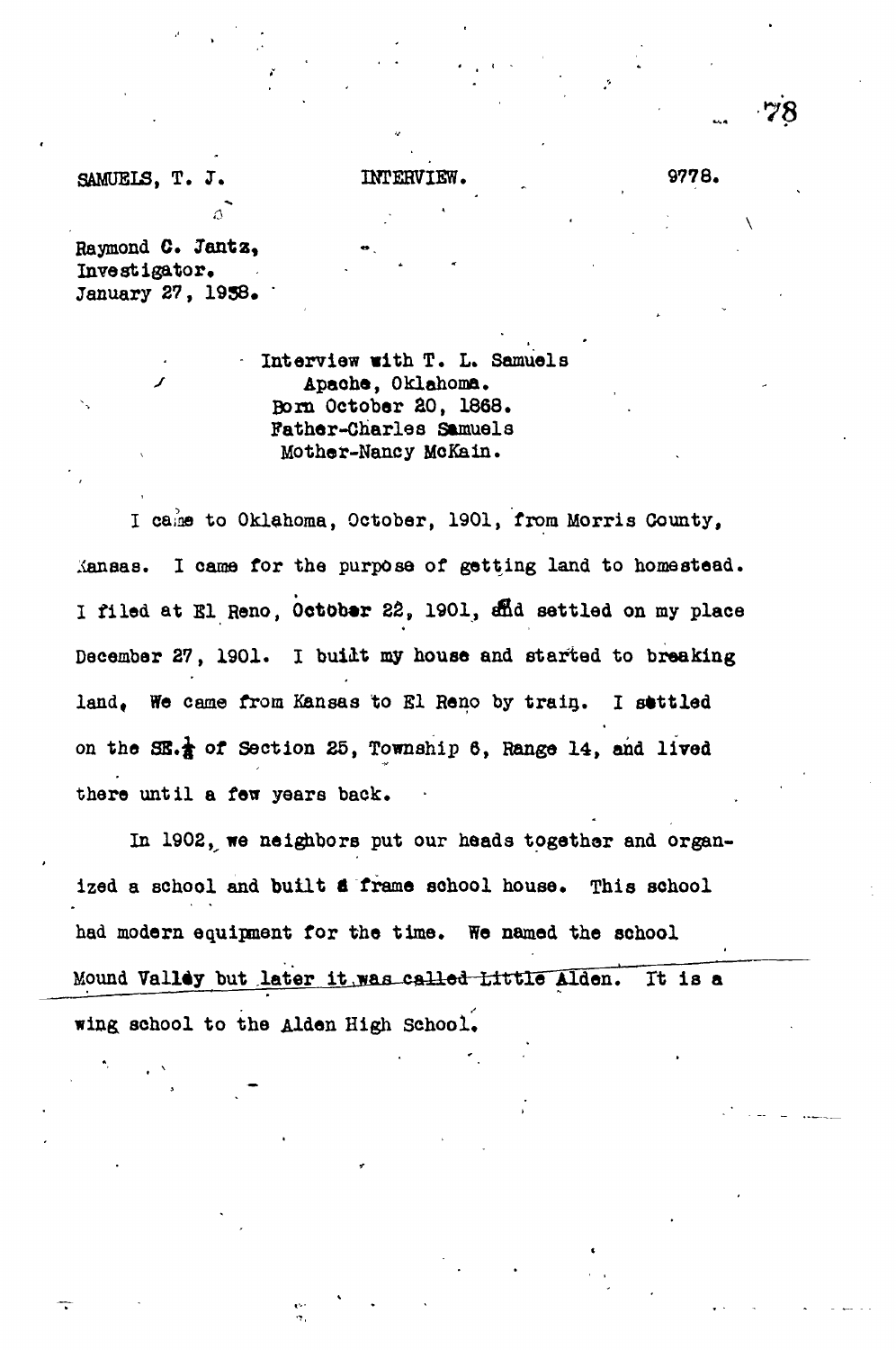SAMUELS, T. J. INTERVIEW. 9778.

Raymond C. Jantz,
Investigator.
January 27, 1938.

Interview with T. L. Samuels
Apache, Oklahoma.
Born October 20, 1868.
Father-Charles Samuels
Mother-Nancy McKain.

I came to Oklahoma, October, 1901, from Morris County, Kansas. I came for the purpose of getting land to homestead. I filed at El Reno, October 22, 1901, and settled on my place December 27, 1901. I built my house and started to breaking land. We came from Kansas to El Reno by train. I settled on the SE.¼ of Section 25, Township 6, Range 14, and lived there until a few years back.

In 1902, we neighbors put our heads together and organized a school and built a frame school house. This school had modern equipment for the time. We named the school Mound Valley but later it was called Little Alden. It is a wing school to the Alden High School.